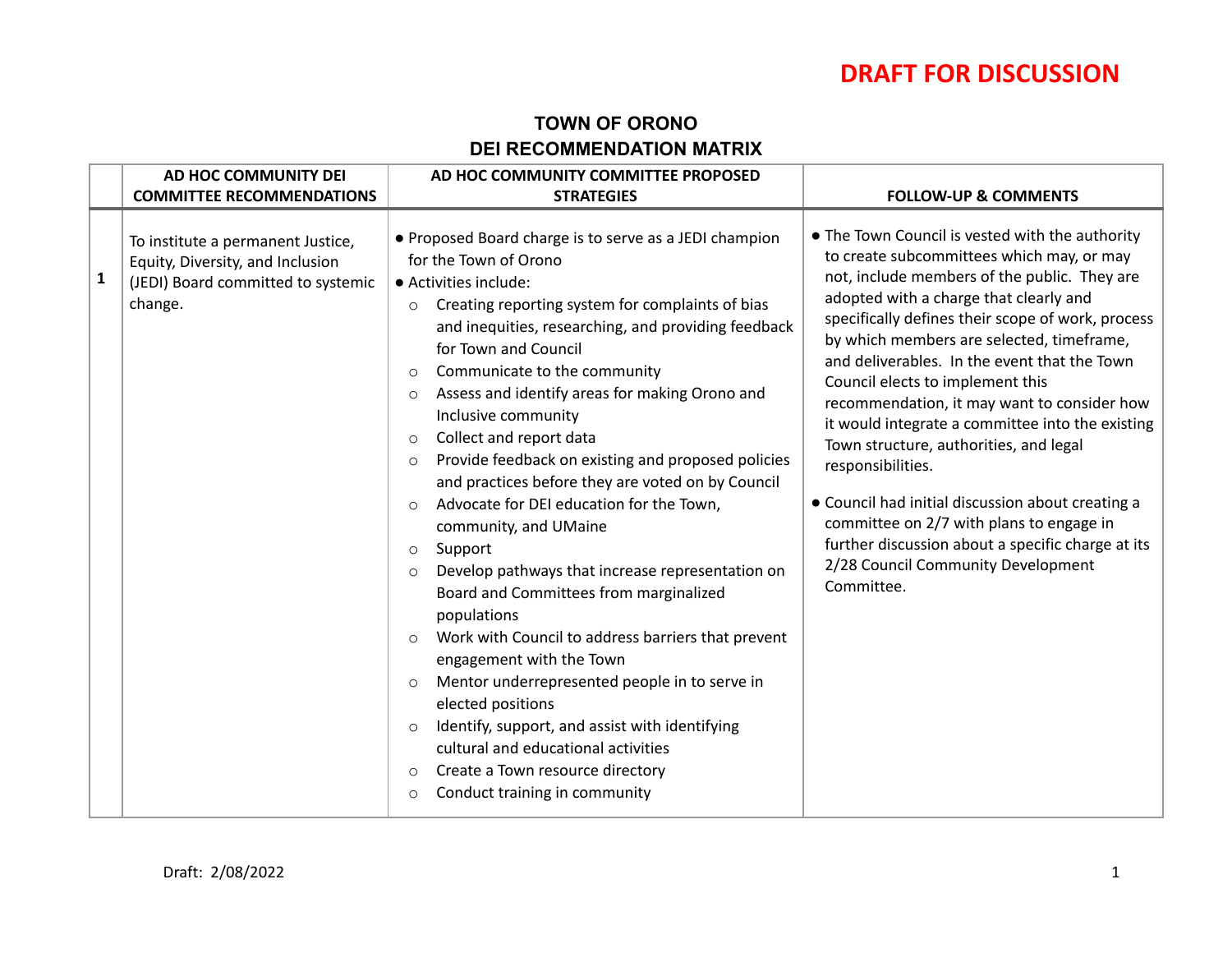**DRAFT FOR DISCUSSION**

## TOWN OF ORONO
## DEI RECOMMENDATION MATRIX

| | AD HOC COMMUNITY DEI COMMITTEE RECOMMENDATIONS | AD HOC COMMUNITY COMMITTEE PROPOSED STRATEGIES | FOLLOW-UP & COMMENTS |
|---|---|---|---|
| 1 | To institute a permanent Justice, Equity, Diversity, and Inclusion (JEDI) Board committed to systemic change. | ● Proposed Board charge is to serve as a JEDI champion for the Town of Orono<br>● Activities include:<br>○ Creating reporting system for complaints of bias and inequities, researching, and providing feedback for Town and Council<br>○ Communicate to the community<br>○ Assess and identify areas for making Orono and Inclusive community<br>○ Collect and report data<br>○ Provide feedback on existing and proposed policies and practices before they are voted on by Council<br>○ Advocate for DEI education for the Town, community, and UMaine<br>○ Support<br>○ Develop pathways that increase representation on Board and Committees from marginalized populations<br>○ Work with Council to address barriers that prevent engagement with the Town<br>○ Mentor underrepresented people in to serve in elected positions<br>○ Identify, support, and assist with identifying cultural and educational activities<br>○ Create a Town resource directory<br>○ Conduct training in community | ● The Town Council is vested with the authority to create subcommittees which may, or may not, include members of the public. They are adopted with a charge that clearly and specifically defines their scope of work, process by which members are selected, timeframe, and deliverables. In the event that the Town Council elects to implement this recommendation, it may want to consider how it would integrate a committee into the existing Town structure, authorities, and legal responsibilities.<br><br>● Council had initial discussion about creating a committee on 2/7 with plans to engage in further discussion about a specific charge at its 2/28 Council Community Development Committee. |

Draft: 2/08/2022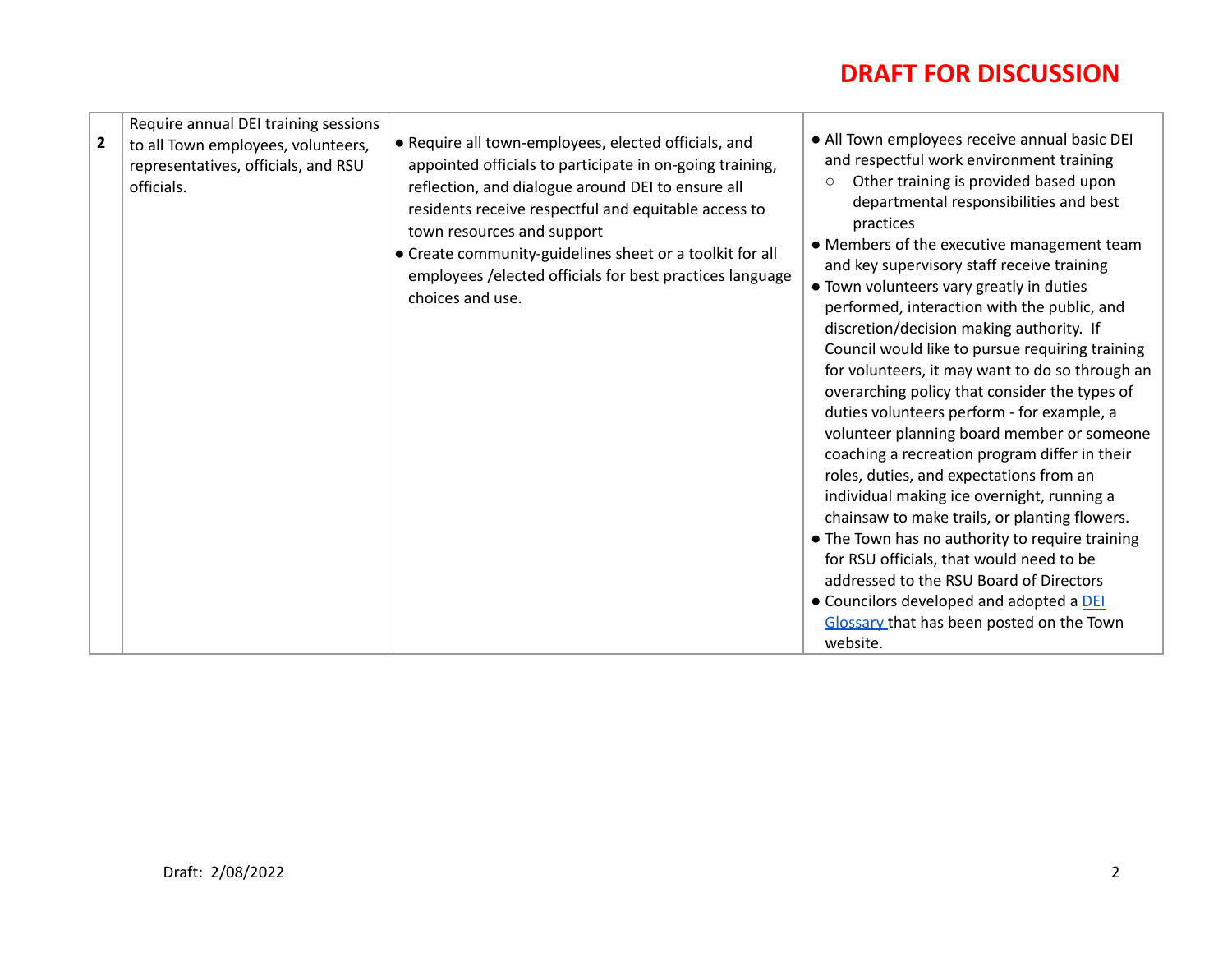**DRAFT FOR DISCUSSION**

| | | | |
|---|---|---|---|
| **2** | Require annual DEI training sessions to all Town employees, volunteers, representatives, officials, and RSU officials. | • Require all town-employees, elected officials, and appointed officials to participate in on-going training, reflection, and dialogue around DEI to ensure all residents receive respectful and equitable access to town resources and support<br>• Create community-guidelines sheet or a toolkit for all employees /elected officials for best practices language choices and use. | • All Town employees receive annual basic DEI and respectful work environment training<br>  ○ Other training is provided based upon departmental responsibilities and best practices<br>• Members of the executive management team and key supervisory staff receive training<br>• Town volunteers vary greatly in duties performed, interaction with the public, and discretion/decision making authority. If Council would like to pursue requiring training for volunteers, it may want to do so through an overarching policy that consider the types of duties volunteers perform - for example, a volunteer planning board member or someone coaching a recreation program differ in their roles, duties, and expectations from an individual making ice overnight, running a chainsaw to make trails, or planting flowers.<br>• The Town has no authority to require training for RSU officials, that would need to be addressed to the RSU Board of Directors<br>• Councilors developed and adopted a [DEI Glossary](#) that has been posted on the Town website. |

Draft: 2/08/2022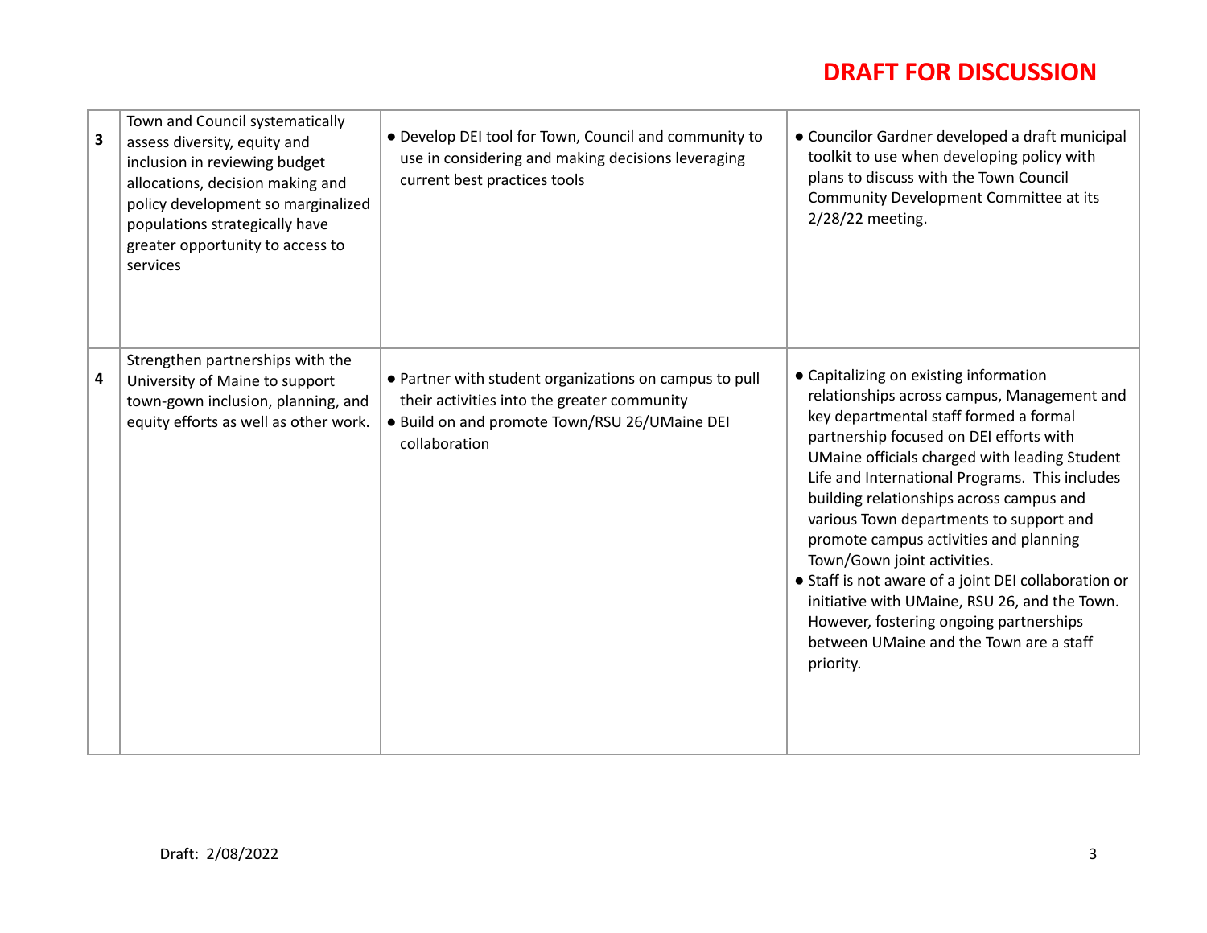**DRAFT FOR DISCUSSION**

| | | | |
|---|---|---|---|
| **3** | Town and Council systematically assess diversity, equity and inclusion in reviewing budget allocations, decision making and policy development so marginalized populations strategically have greater opportunity to access to services | • Develop DEI tool for Town, Council and community to use in considering and making decisions leveraging current best practices tools | • Councilor Gardner developed a draft municipal toolkit to use when developing policy with plans to discuss with the Town Council Community Development Committee at its 2/28/22 meeting. |
| **4** | Strengthen partnerships with the University of Maine to support town-gown inclusion, planning, and equity efforts as well as other work. | • Partner with student organizations on campus to pull their activities into the greater community<br>• Build on and promote Town/RSU 26/UMaine DEI collaboration | • Capitalizing on existing information relationships across campus, Management and key departmental staff formed a formal partnership focused on DEI efforts with UMaine officials charged with leading Student Life and International Programs. This includes building relationships across campus and various Town departments to support and promote campus activities and planning Town/Gown joint activities.<br>• Staff is not aware of a joint DEI collaboration or initiative with UMaine, RSU 26, and the Town. However, fostering ongoing partnerships between UMaine and the Town are a staff priority. |

Draft: 2/08/2022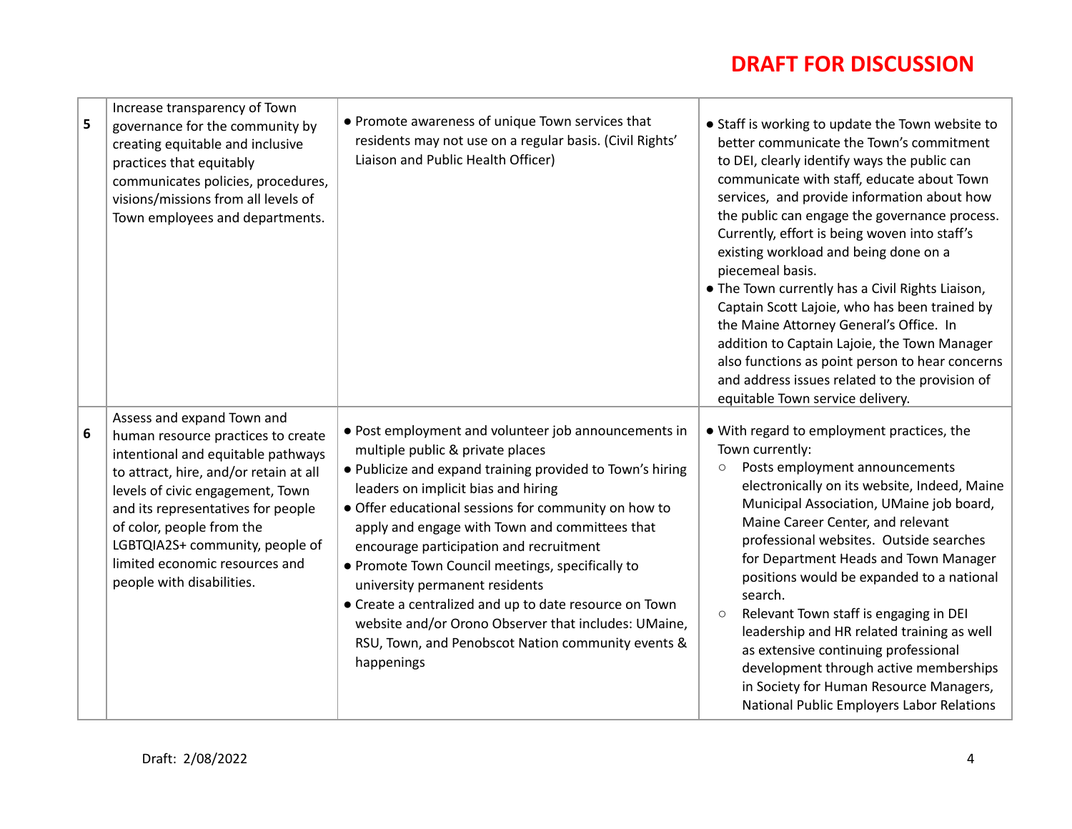**DRAFT FOR DISCUSSION**

| | | | |
|---|---|---|---|
| **5** | Increase transparency of Town governance for the community by creating equitable and inclusive practices that equitably communicates policies, procedures, visions/missions from all levels of Town employees and departments. | • Promote awareness of unique Town services that residents may not use on a regular basis. (Civil Rights' Liaison and Public Health Officer) | • Staff is working to update the Town website to better communicate the Town's commitment to DEI, clearly identify ways the public can communicate with staff, educate about Town services, and provide information about how the public can engage the governance process. Currently, effort is being woven into staff's existing workload and being done on a piecemeal basis.<br>• The Town currently has a Civil Rights Liaison, Captain Scott Lajoie, who has been trained by the Maine Attorney General's Office. In addition to Captain Lajoie, the Town Manager also functions as point person to hear concerns and address issues related to the provision of equitable Town service delivery. |
| **6** | Assess and expand Town and human resource practices to create intentional and equitable pathways to attract, hire, and/or retain at all levels of civic engagement, Town and its representatives for people of color, people from the LGBTQIA2S+ community, people of limited economic resources and people with disabilities. | • Post employment and volunteer job announcements in multiple public & private places<br>• Publicize and expand training provided to Town's hiring leaders on implicit bias and hiring<br>• Offer educational sessions for community on how to apply and engage with Town and committees that encourage participation and recruitment<br>• Promote Town Council meetings, specifically to university permanent residents<br>• Create a centralized and up to date resource on Town website and/or Orono Observer that includes: UMaine, RSU, Town, and Penobscot Nation community events & happenings | • With regard to employment practices, the Town currently:<br>○ Posts employment announcements electronically on its website, Indeed, Maine Municipal Association, UMaine job board, Maine Career Center, and relevant professional websites. Outside searches for Department Heads and Town Manager positions would be expanded to a national search.<br>○ Relevant Town staff is engaging in DEI leadership and HR related training as well as extensive continuing professional development through active memberships in Society for Human Resource Managers, National Public Employers Labor Relations |

Draft: 2/08/2022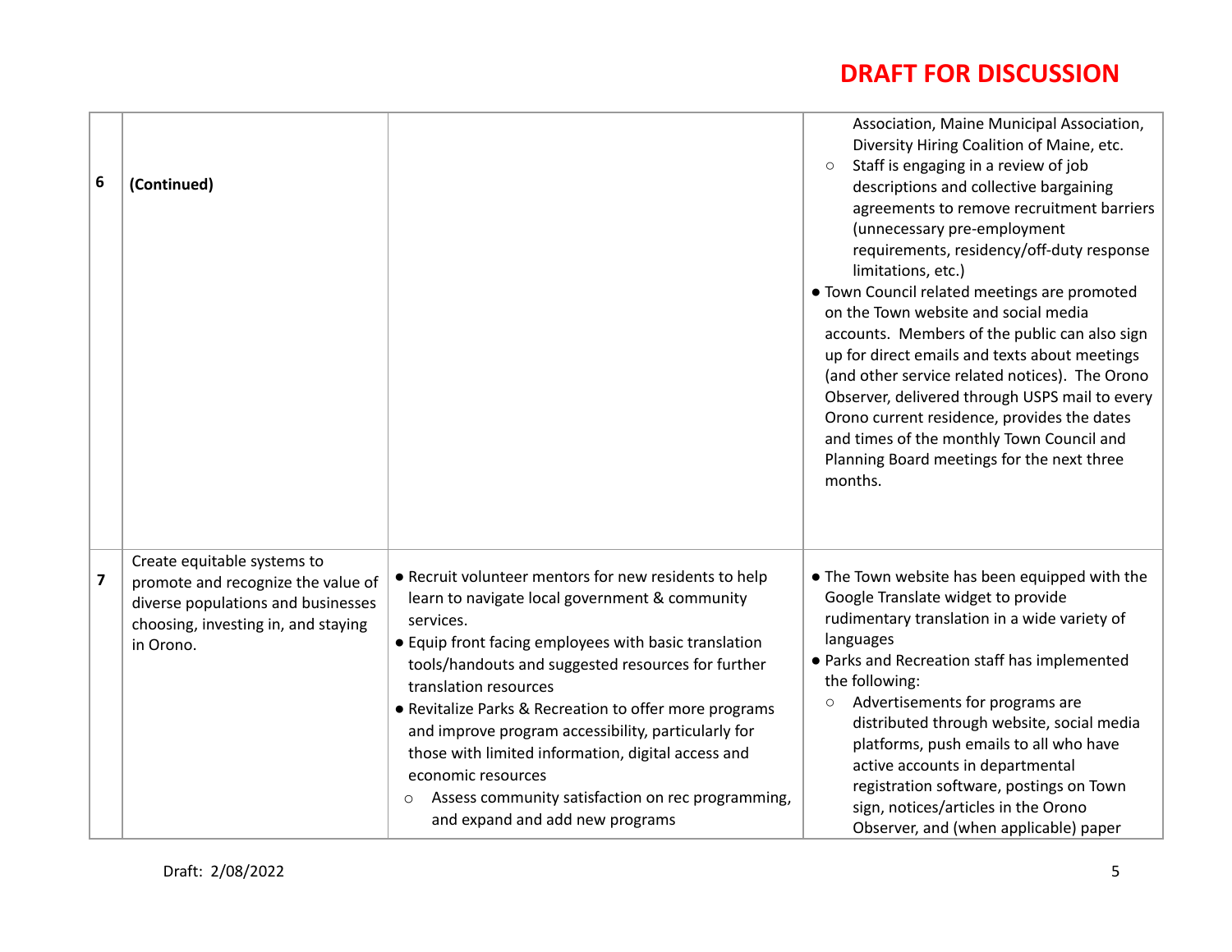**DRAFT FOR DISCUSSION**

| | | | |
|---|---|---|---|
| 6 | **(Continued)** | | Association, Maine Municipal Association, Diversity Hiring Coalition of Maine, etc.<br>○ Staff is engaging in a review of job descriptions and collective bargaining agreements to remove recruitment barriers (unnecessary pre-employment requirements, residency/off-duty response limitations, etc.)<br>● Town Council related meetings are promoted on the Town website and social media accounts. Members of the public can also sign up for direct emails and texts about meetings (and other service related notices). The Orono Observer, delivered through USPS mail to every Orono current residence, provides the dates and times of the monthly Town Council and Planning Board meetings for the next three months. |
| 7 | Create equitable systems to promote and recognize the value of diverse populations and businesses choosing, investing in, and staying in Orono. | ● Recruit volunteer mentors for new residents to help learn to navigate local government & community services.<br>● Equip front facing employees with basic translation tools/handouts and suggested resources for further translation resources<br>● Revitalize Parks & Recreation to offer more programs and improve program accessibility, particularly for those with limited information, digital access and economic resources<br>○ Assess community satisfaction on rec programming, and expand and add new programs | ● The Town website has been equipped with the Google Translate widget to provide rudimentary translation in a wide variety of languages<br>● Parks and Recreation staff has implemented the following:<br>○ Advertisements for programs are distributed through website, social media platforms, push emails to all who have active accounts in departmental registration software, postings on Town sign, notices/articles in the Orono Observer, and (when applicable) paper |

Draft: 2/08/2022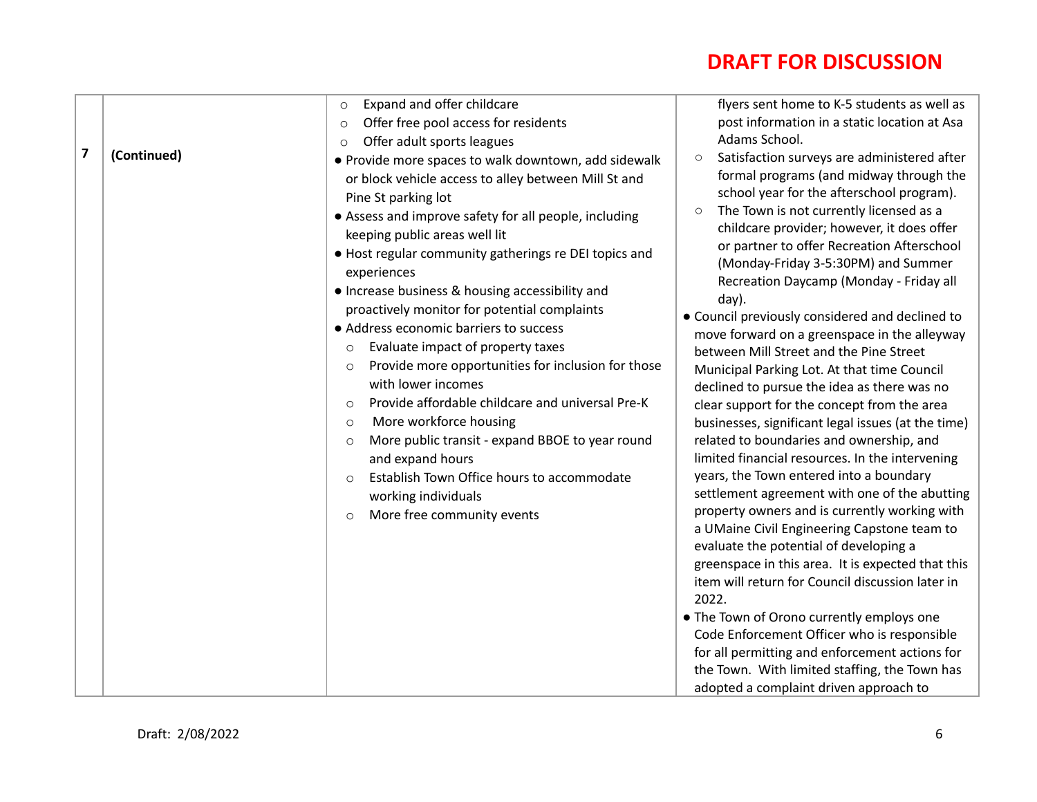**DRAFT FOR DISCUSSION**

| | | | |
|---|---|---|---|
| **7** | **(Continued)** | ○ Expand and offer childcare<br>○ Offer free pool access for residents<br>○ Offer adult sports leagues<br>● Provide more spaces to walk downtown, add sidewalk or block vehicle access to alley between Mill St and Pine St parking lot<br>● Assess and improve safety for all people, including keeping public areas well lit<br>● Host regular community gatherings re DEI topics and experiences<br>● Increase business & housing accessibility and proactively monitor for potential complaints<br>● Address economic barriers to success<br>○ Evaluate impact of property taxes<br>○ Provide more opportunities for inclusion for those with lower incomes<br>○ Provide affordable childcare and universal Pre-K<br>○ More workforce housing<br>○ More public transit - expand BBOE to year round and expand hours<br>○ Establish Town Office hours to accommodate working individuals<br>○ More free community events | flyers sent home to K-5 students as well as post information in a static location at Asa Adams School.<br>○ Satisfaction surveys are administered after formal programs (and midway through the school year for the afterschool program).<br>○ The Town is not currently licensed as a childcare provider; however, it does offer or partner to offer Recreation Afterschool (Monday-Friday 3-5:30PM) and Summer Recreation Daycamp (Monday - Friday all day).<br>● Council previously considered and declined to move forward on a greenspace in the alleyway between Mill Street and the Pine Street Municipal Parking Lot. At that time Council declined to pursue the idea as there was no clear support for the concept from the area businesses, significant legal issues (at the time) related to boundaries and ownership, and limited financial resources. In the intervening years, the Town entered into a boundary settlement agreement with one of the abutting property owners and is currently working with a UMaine Civil Engineering Capstone team to evaluate the potential of developing a greenspace in this area. It is expected that this item will return for Council discussion later in 2022.<br>● The Town of Orono currently employs one Code Enforcement Officer who is responsible for all permitting and enforcement actions for the Town. With limited staffing, the Town has adopted a complaint driven approach to |

Draft: 2/08/2022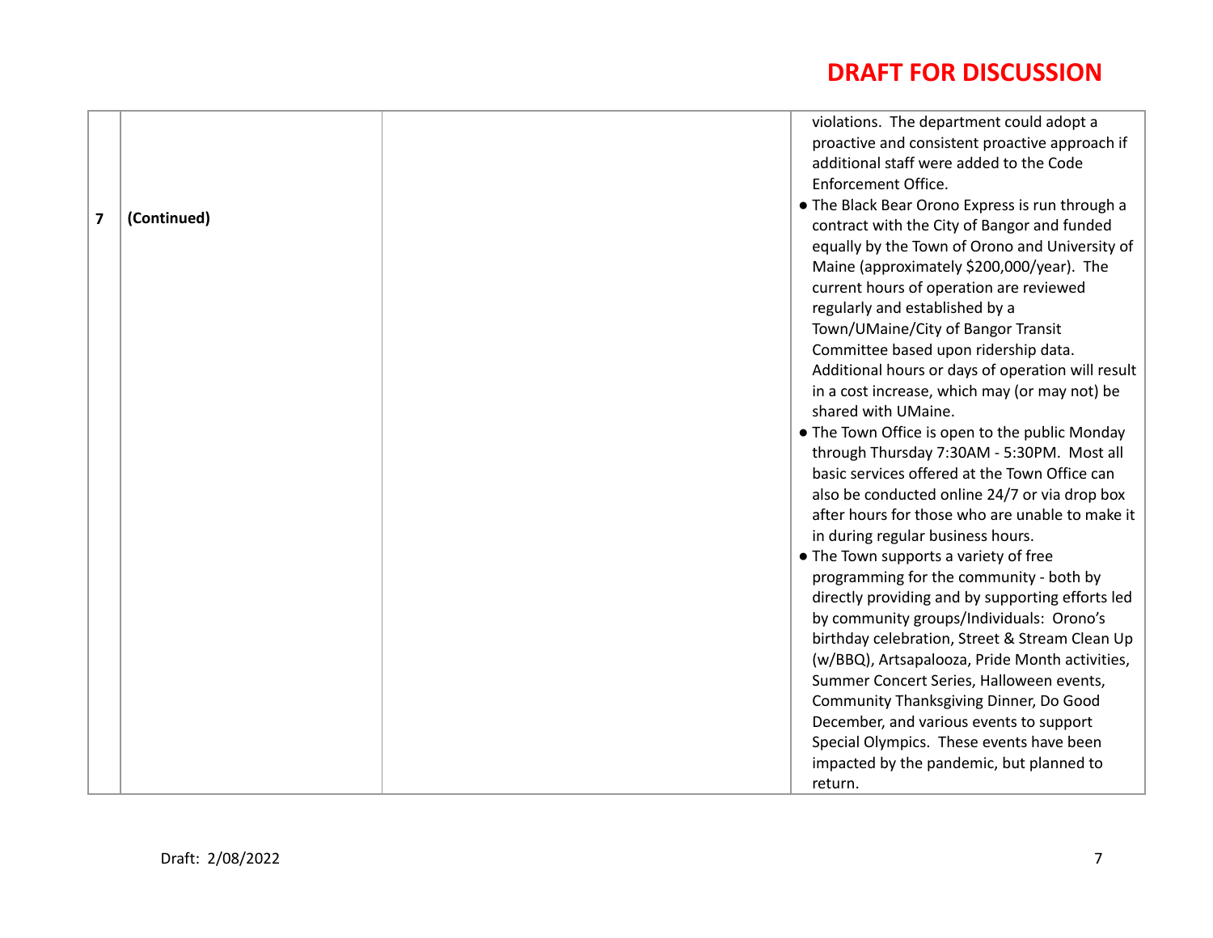**DRAFT FOR DISCUSSION**

| | | | |
|---|---|---|---|
| **7** | **(Continued)** | | violations. The department could adopt a proactive and consistent proactive approach if additional staff were added to the Code Enforcement Office.<br>● The Black Bear Orono Express is run through a contract with the City of Bangor and funded equally by the Town of Orono and University of Maine (approximately $200,000/year). The current hours of operation are reviewed regularly and established by a Town/UMaine/City of Bangor Transit Committee based upon ridership data. Additional hours or days of operation will result in a cost increase, which may (or may not) be shared with UMaine.<br>● The Town Office is open to the public Monday through Thursday 7:30AM - 5:30PM. Most all basic services offered at the Town Office can also be conducted online 24/7 or via drop box after hours for those who are unable to make it in during regular business hours.<br>● The Town supports a variety of free programming for the community - both by directly providing and by supporting efforts led by community groups/Individuals: Orono's birthday celebration, Street & Stream Clean Up (w/BBQ), Artsapalooza, Pride Month activities, Summer Concert Series, Halloween events, Community Thanksgiving Dinner, Do Good December, and various events to support Special Olympics. These events have been impacted by the pandemic, but planned to return. |

Draft: 2/08/2022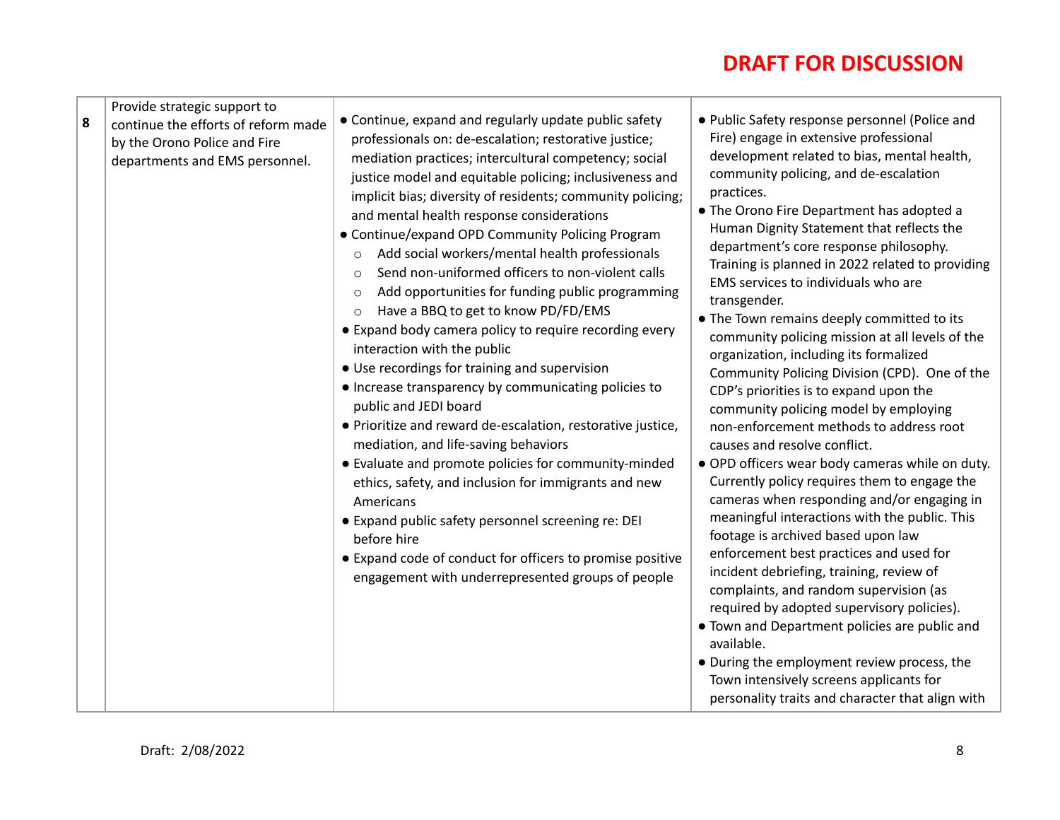**DRAFT FOR DISCUSSION**

| | | | |
|---|---|---|---|
| **8** | Provide strategic support to continue the efforts of reform made by the Orono Police and Fire departments and EMS personnel. | • Continue, expand and regularly update public safety professionals on: de-escalation; restorative justice; mediation practices; intercultural competency; social justice model and equitable policing; inclusiveness and implicit bias; diversity of residents; community policing; and mental health response considerations<br>• Continue/expand OPD Community Policing Program<br>&nbsp;&nbsp;○ Add social workers/mental health professionals<br>&nbsp;&nbsp;○ Send non-uniformed officers to non-violent calls<br>&nbsp;&nbsp;○ Add opportunities for funding public programming<br>&nbsp;&nbsp;○ Have a BBQ to get to know PD/FD/EMS<br>• Expand body camera policy to require recording every interaction with the public<br>• Use recordings for training and supervision<br>• Increase transparency by communicating policies to public and JEDI board<br>• Prioritize and reward de-escalation, restorative justice, mediation, and life-saving behaviors<br>• Evaluate and promote policies for community-minded ethics, safety, and inclusion for immigrants and new Americans<br>• Expand public safety personnel screening re: DEI before hire<br>• Expand code of conduct for officers to promise positive engagement with underrepresented groups of people | • Public Safety response personnel (Police and Fire) engage in extensive professional development related to bias, mental health, community policing, and de-escalation practices.<br>• The Orono Fire Department has adopted a Human Dignity Statement that reflects the department's core response philosophy. Training is planned in 2022 related to providing EMS services to individuals who are transgender.<br>• The Town remains deeply committed to its community policing mission at all levels of the organization, including its formalized Community Policing Division (CPD). One of the CDP's priorities is to expand upon the community policing model by employing non-enforcement methods to address root causes and resolve conflict.<br>• OPD officers wear body cameras while on duty. Currently policy requires them to engage the cameras when responding and/or engaging in meaningful interactions with the public. This footage is archived based upon law enforcement best practices and used for incident debriefing, training, review of complaints, and random supervision (as required by adopted supervisory policies).<br>• Town and Department policies are public and available.<br>• During the employment review process, the Town intensively screens applicants for personality traits and character that align with |

Draft: 2/08/2022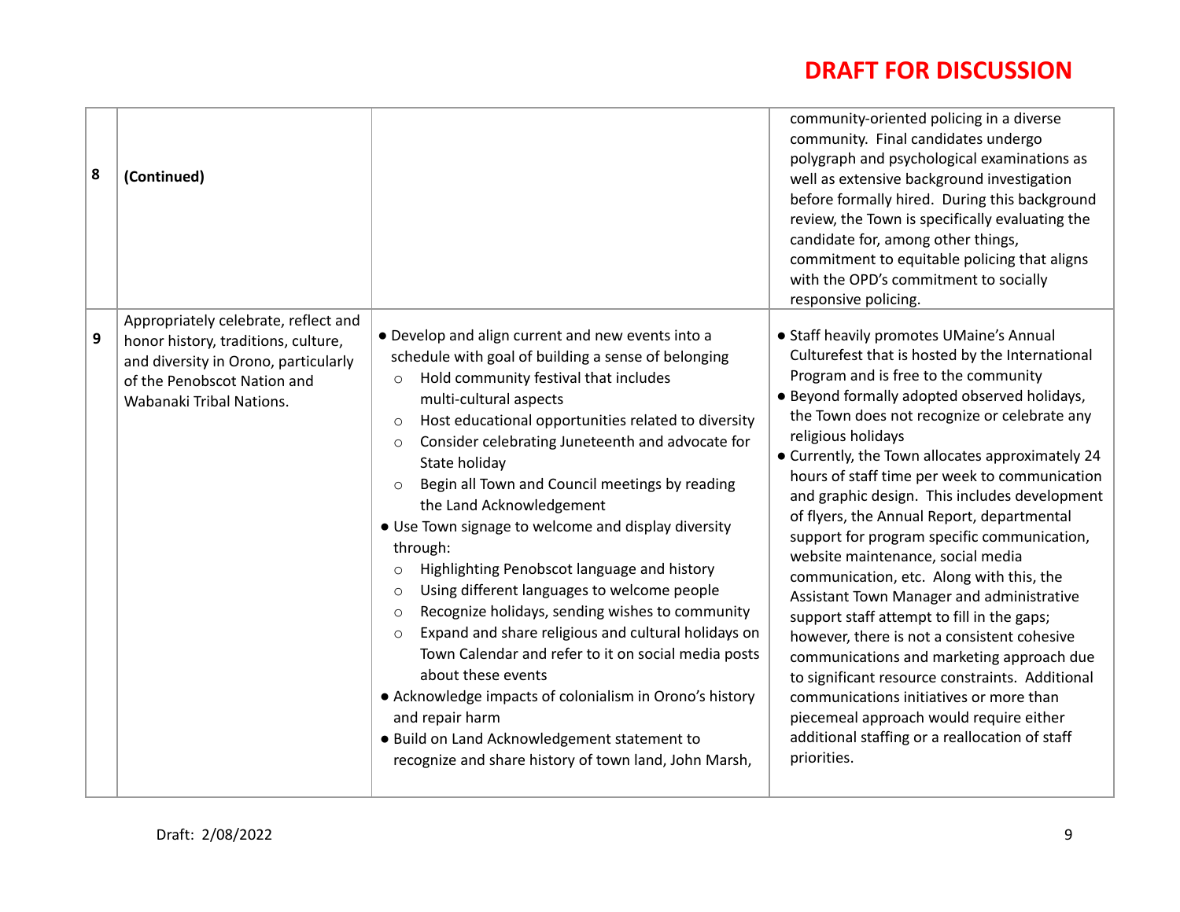**DRAFT FOR DISCUSSION**

| | | | |
|---|---|---|---|
| 8 | **(Continued)** | | community-oriented policing in a diverse community. Final candidates undergo polygraph and psychological examinations as well as extensive background investigation before formally hired. During this background review, the Town is specifically evaluating the candidate for, among other things, commitment to equitable policing that aligns with the OPD's commitment to socially responsive policing. |
| 9 | Appropriately celebrate, reflect and honor history, traditions, culture, and diversity in Orono, particularly of the Penobscot Nation and Wabanaki Tribal Nations. | ● Develop and align current and new events into a schedule with goal of building a sense of belonging<br>○ Hold community festival that includes multi-cultural aspects<br>○ Host educational opportunities related to diversity<br>○ Consider celebrating Juneteenth and advocate for State holiday<br>○ Begin all Town and Council meetings by reading the Land Acknowledgement<br>● Use Town signage to welcome and display diversity through:<br>○ Highlighting Penobscot language and history<br>○ Using different languages to welcome people<br>○ Recognize holidays, sending wishes to community<br>○ Expand and share religious and cultural holidays on Town Calendar and refer to it on social media posts about these events<br>● Acknowledge impacts of colonialism in Orono's history and repair harm<br>● Build on Land Acknowledgement statement to recognize and share history of town land, John Marsh, | ● Staff heavily promotes UMaine's Annual Culturefest that is hosted by the International Program and is free to the community<br>● Beyond formally adopted observed holidays, the Town does not recognize or celebrate any religious holidays<br>● Currently, the Town allocates approximately 24 hours of staff time per week to communication and graphic design. This includes development of flyers, the Annual Report, departmental support for program specific communication, website maintenance, social media communication, etc. Along with this, the Assistant Town Manager and administrative support staff attempt to fill in the gaps; however, there is not a consistent cohesive communications and marketing approach due to significant resource constraints. Additional communications initiatives or more than piecemeal approach would require either additional staffing or a reallocation of staff priorities. |

Draft: 2/08/2022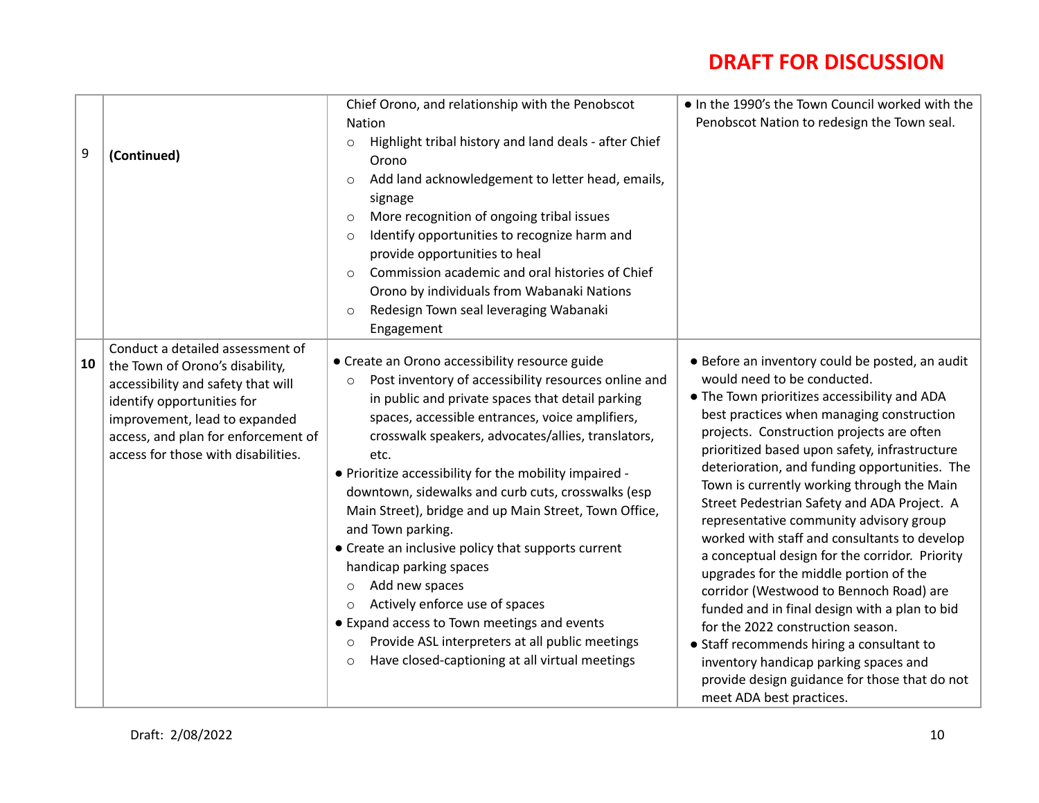**DRAFT FOR DISCUSSION**

| | | | |
|---|---|---|---|
| 9 | **(Continued)** | Chief Orono, and relationship with the Penobscot Nation<br>○ Highlight tribal history and land deals - after Chief Orono<br>○ Add land acknowledgement to letter head, emails, signage<br>○ More recognition of ongoing tribal issues<br>○ Identify opportunities to recognize harm and provide opportunities to heal<br>○ Commission academic and oral histories of Chief Orono by individuals from Wabanaki Nations<br>○ Redesign Town seal leveraging Wabanaki Engagement | ● In the 1990's the Town Council worked with the Penobscot Nation to redesign the Town seal. |
| **10** | Conduct a detailed assessment of the Town of Orono's disability, accessibility and safety that will identify opportunities for improvement, lead to expanded access, and plan for enforcement of access for those with disabilities. | ● Create an Orono accessibility resource guide<br>○ Post inventory of accessibility resources online and in public and private spaces that detail parking spaces, accessible entrances, voice amplifiers, crosswalk speakers, advocates/allies, translators, etc.<br>● Prioritize accessibility for the mobility impaired - downtown, sidewalks and curb cuts, crosswalks (esp Main Street), bridge and up Main Street, Town Office, and Town parking.<br>● Create an inclusive policy that supports current handicap parking spaces<br>○ Add new spaces<br>○ Actively enforce use of spaces<br>● Expand access to Town meetings and events<br>○ Provide ASL interpreters at all public meetings<br>○ Have closed-captioning at all virtual meetings | ● Before an inventory could be posted, an audit would need to be conducted.<br>● The Town prioritizes accessibility and ADA best practices when managing construction projects. Construction projects are often prioritized based upon safety, infrastructure deterioration, and funding opportunities. The Town is currently working through the Main Street Pedestrian Safety and ADA Project. A representative community advisory group worked with staff and consultants to develop a conceptual design for the corridor. Priority upgrades for the middle portion of the corridor (Westwood to Bennoch Road) are funded and in final design with a plan to bid for the 2022 construction season.<br>● Staff recommends hiring a consultant to inventory handicap parking spaces and provide design guidance for those that do not meet ADA best practices. |

Draft: 2/08/2022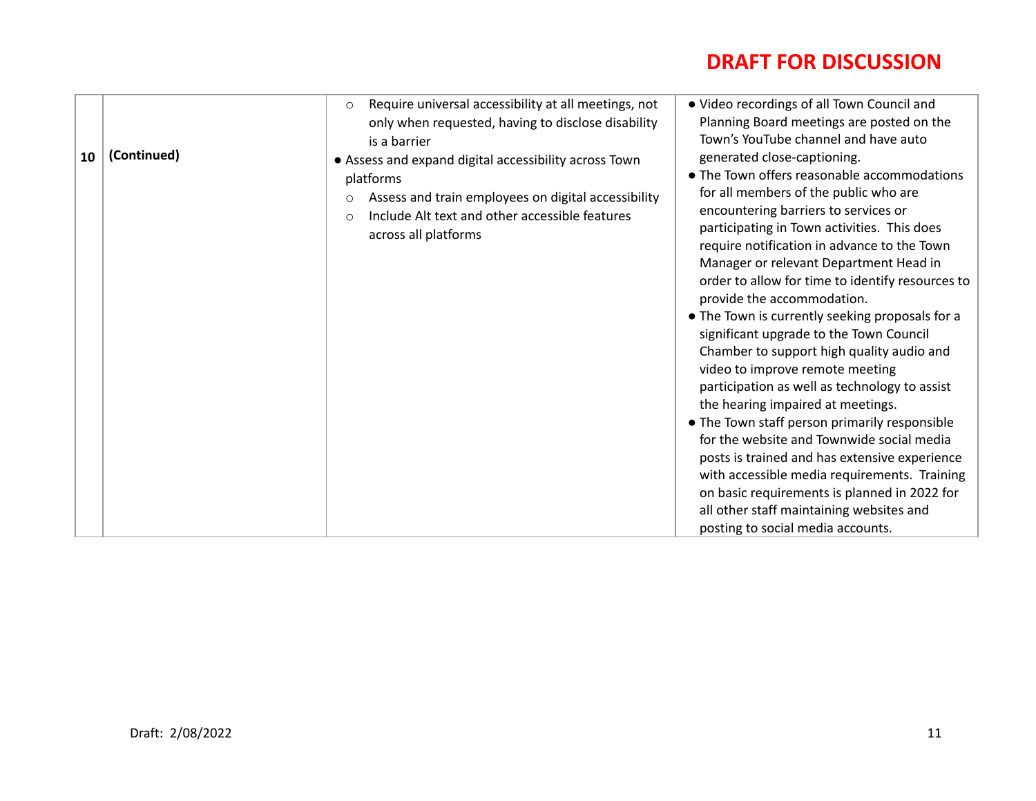**DRAFT FOR DISCUSSION**

| | | | |
|---|---|---|---|
| **10** | **(Continued)** | ○ Require universal accessibility at all meetings, not only when requested, having to disclose disability is a barrier<br>● Assess and expand digital accessibility across Town platforms<br>○ Assess and train employees on digital accessibility<br>○ Include Alt text and other accessible features across all platforms | ● Video recordings of all Town Council and Planning Board meetings are posted on the Town's YouTube channel and have auto generated close-captioning.<br>● The Town offers reasonable accommodations for all members of the public who are encountering barriers to services or participating in Town activities. This does require notification in advance to the Town Manager or relevant Department Head in order to allow for time to identify resources to provide the accommodation.<br>● The Town is currently seeking proposals for a significant upgrade to the Town Council Chamber to support high quality audio and video to improve remote meeting participation as well as technology to assist the hearing impaired at meetings.<br>● The Town staff person primarily responsible for the website and Townwide social media posts is trained and has extensive experience with accessible media requirements. Training on basic requirements is planned in 2022 for all other staff maintaining websites and posting to social media accounts. |

Draft: 2/08/2022